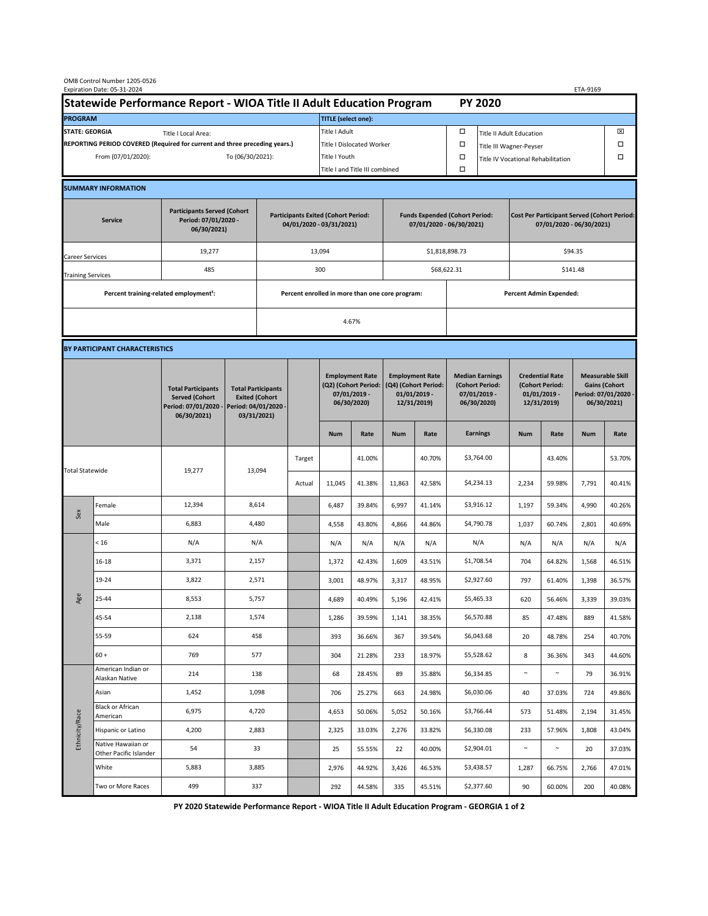OMB Control Number 1205-0526
Expiration Date: 05-31-2024

ETA-9169

# Statewide Performance Report - WIOA Title II Adult Education Program — PY 2020

| PROGRAM | | TITLE (select one): | | | |
|---|---|---|---|---|---|
| STATE: GEORGIA | Title I Local Area: | Title I Adult | ☐ | Title II Adult Education | ☒ |
| REPORTING PERIOD COVERED (Required for current and three preceding years.) | | Title I Dislocated Worker | ☐ | Title III Wagner-Peyser | ☐ |
| From (07/01/2020): | To (06/30/2021): | Title I Youth | ☐ | Title IV Vocational Rehabilitation | ☐ |
| | | Title I and Title III combined | ☐ | | |

## SUMMARY INFORMATION

| Service | Participants Served (Cohort Period: 07/01/2020 - 06/30/2021) | Participants Exited (Cohort Period: 04/01/2020 - 03/31/2021) | Funds Expended (Cohort Period: 07/01/2020 - 06/30/2021) | Cost Per Participant Served (Cohort Period: 07/01/2020 - 06/30/2021) |
|---|---|---|---|---|
| Career Services | 19,277 | 13,094 | $1,818,898.73 | $94.35 |
| Training Services | 485 | 300 | $68,622.31 | $141.48 |

| Percent training-related employment[1]: | Percent enrolled in more than one core program: | Percent Admin Expended: |
|---|---|---|
| | 4.67% | |

## BY PARTICIPANT CHARACTERISTICS

| | | Total Participants Served (Cohort Period: 07/01/2020 - 06/30/2021) | Total Participants Exited (Cohort Period: 04/01/2020 - 03/31/2021) | | Employment Rate (Q2) (Cohort Period: 07/01/2019 - 06/30/2020) | | Employment Rate (Q4) (Cohort Period: 01/01/2019 - 12/31/2019) | | Median Earnings (Cohort Period: 07/01/2019 - 06/30/2020) | Credential Rate (Cohort Period: 01/01/2019 - 12/31/2019) | | Measurable Skill Gains (Cohort Period: 07/01/2020 - 06/30/2021) | |
|---|---|---|---|---|---|---|---|---|---|---|---|---|---|
| | | | | | Num | Rate | Num | Rate | Earnings | Num | Rate | Num | Rate |
| Total Statewide | | 19,277 | 13,094 | Target | | 41.00% | | 40.70% | $3,764.00 | | 43.40% | | 53.70% |
| | | | | Actual | 11,045 | 41.38% | 11,863 | 42.58% | $4,234.13 | 2,234 | 59.98% | 7,791 | 40.41% |
| Sex | Female | 12,394 | 8,614 | | 6,487 | 39.84% | 6,997 | 41.14% | $3,916.12 | 1,197 | 59.34% | 4,990 | 40.26% |
| | Male | 6,883 | 4,480 | | 4,558 | 43.80% | 4,866 | 44.86% | $4,790.78 | 1,037 | 60.74% | 2,801 | 40.69% |
| Age | < 16 | N/A | N/A | | N/A | N/A | N/A | N/A | N/A | N/A | N/A | N/A | N/A |
| | 16-18 | 3,371 | 2,157 | | 1,372 | 42.43% | 1,609 | 43.51% | $1,708.54 | 704 | 64.82% | 1,568 | 46.51% |
| | 19-24 | 3,822 | 2,571 | | 3,001 | 48.97% | 3,317 | 48.95% | $2,927.60 | 797 | 61.40% | 1,398 | 36.57% |
| | 25-44 | 8,553 | 5,757 | | 4,689 | 40.49% | 5,196 | 42.41% | $5,465.33 | 620 | 56.46% | 3,339 | 39.03% |
| | 45-54 | 2,138 | 1,574 | | 1,286 | 39.59% | 1,141 | 38.35% | $6,570.88 | 85 | 47.48% | 889 | 41.58% |
| | 55-59 | 624 | 458 | | 393 | 36.66% | 367 | 39.54% | $6,043.68 | 20 | 48.78% | 254 | 40.70% |
| | 60 + | 769 | 577 | | 304 | 21.28% | 233 | 18.97% | $5,528.62 | 8 | 36.36% | 343 | 44.60% |
| Ethnicity/Race | American Indian or Alaskan Native | 214 | 138 | | 68 | 28.45% | 89 | 35.88% | $6,334.85 | ~ | ~ | 79 | 36.91% |
| | Asian | 1,452 | 1,098 | | 706 | 25.27% | 663 | 24.98% | $6,030.06 | 40 | 37.03% | 724 | 49.86% |
| | Black or African American | 6,975 | 4,720 | | 4,653 | 50.06% | 5,052 | 50.16% | $3,766.44 | 573 | 51.48% | 2,194 | 31.45% |
| | Hispanic or Latino | 4,200 | 2,883 | | 2,325 | 33.03% | 2,276 | 33.82% | $6,330.08 | 233 | 57.96% | 1,808 | 43.04% |
| | Native Hawaiian or Other Pacific Islander | 54 | 33 | | 25 | 55.55% | 22 | 40.00% | $2,904.01 | ~ | ~ | 20 | 37.03% |
| | White | 5,883 | 3,885 | | 2,976 | 44.92% | 3,426 | 46.53% | $3,438.57 | 1,287 | 66.75% | 2,766 | 47.01% |
| | Two or More Races | 499 | 337 | | 292 | 44.58% | 335 | 45.51% | $2,377.60 | 90 | 60.00% | 200 | 40.08% |

PY 2020 Statewide Performance Report - WIOA Title II Adult Education Program - GEORGIA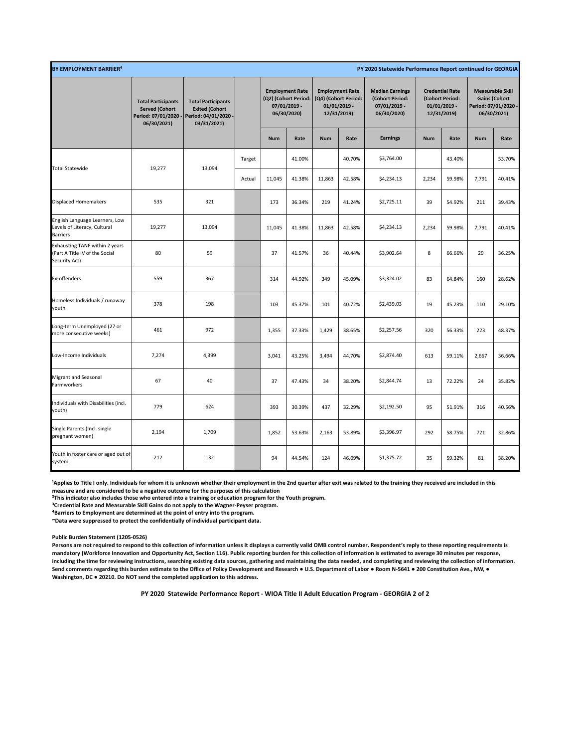| BY EMPLOYMENT BARRIER[4] | | | | PY 2020 Statewide Performance Report continued for GEORGIA | | | | | | | | | |
|---|---|---|---|---|---|---|---|---|---|---|---|---|---|
| | Total Participants Served (Cohort Period: 07/01/2020 - 06/30/2021) | Total Participants Exited (Cohort Period: 04/01/2020 - 03/31/2021) | | Employment Rate (Q2) (Cohort Period: 07/01/2019 - 06/30/2020) | | Employment Rate (Q4) (Cohort Period: 01/01/2019 - 12/31/2019) | | Median Earnings (Cohort Period: 07/01/2019 - 06/30/2020) | Credential Rate (Cohort Period: 01/01/2019 - 12/31/2019) | | Measurable Skill Gains (Cohort Period: 07/01/2020 - 06/30/2021) | |
| | | | | Num | Rate | Num | Rate | Earnings | Num | Rate | Num | Rate |
| Total Statewide | 19,277 | 13,094 | Target | | 41.00% | | 40.70% | $3,764.00 | | 43.40% | | 53.70% |
| | | | Actual | 11,045 | 41.38% | 11,863 | 42.58% | $4,234.13 | 2,234 | 59.98% | 7,791 | 40.41% |
| Displaced Homemakers | 535 | 321 | | 173 | 36.34% | 219 | 41.24% | $2,725.11 | 39 | 54.92% | 211 | 39.43% |
| English Language Learners, Low Levels of Literacy, Cultural Barriers | 19,277 | 13,094 | | 11,045 | 41.38% | 11,863 | 42.58% | $4,234.13 | 2,234 | 59.98% | 7,791 | 40.41% |
| Exhausting TANF within 2 years (Part A Title IV of the Social Security Act) | 80 | 59 | | 37 | 41.57% | 36 | 40.44% | $3,902.64 | 8 | 66.66% | 29 | 36.25% |
| Ex-offenders | 559 | 367 | | 314 | 44.92% | 349 | 45.09% | $3,324.02 | 83 | 64.84% | 160 | 28.62% |
| Homeless Individuals / runaway youth | 378 | 198 | | 103 | 45.37% | 101 | 40.72% | $2,439.03 | 19 | 45.23% | 110 | 29.10% |
| Long-term Unemployed (27 or more consecutive weeks) | 461 | 972 | | 1,355 | 37.33% | 1,429 | 38.65% | $2,257.56 | 320 | 56.33% | 223 | 48.37% |
| Low-Income Individuals | 7,274 | 4,399 | | 3,041 | 43.25% | 3,494 | 44.70% | $2,874.40 | 613 | 59.11% | 2,667 | 36.66% |
| Migrant and Seasonal Farmworkers | 67 | 40 | | 37 | 47.43% | 34 | 38.20% | $2,844.74 | 13 | 72.22% | 24 | 35.82% |
| Individuals with Disabilities (incl. youth) | 779 | 624 | | 393 | 30.39% | 437 | 32.29% | $2,192.50 | 95 | 51.91% | 316 | 40.56% |
| Single Parents (Incl. single pregnant women) | 2,194 | 1,709 | | 1,852 | 53.63% | 2,163 | 53.89% | $3,396.97 | 292 | 58.75% | 721 | 32.86% |
| Youth in foster care or aged out of system | 212 | 132 | | 94 | 44.54% | 124 | 46.09% | $1,375.72 | 35 | 59.32% | 81 | 38.20% |

**[1]Applies to Title I only. Individuals for whom it is unknown whether their employment in the 2nd quarter after exit was related to the training they received are included in this measure and are considered to be a negative outcome for the purposes of this calculation**

**[2]This indicator also includes those who entered into a training or education program for the Youth program.**

**[3]Credential Rate and Measurable Skill Gains do not apply to the Wagner-Peyser program.**

**[4]Barriers to Employment are determined at the point of entry into the program.**

**~Data were suppressed to protect the confidentially of individual participant data.**

**Public Burden Statement (1205-0526)**

**Persons are not required to respond to this collection of information unless it displays a currently valid OMB control number. Respondent's reply to these reporting requirements is mandatory (Workforce Innovation and Opportunity Act, Section 116). Public reporting burden for this collection of information is estimated to average 30 minutes per response, including the time for reviewing instructions, searching existing data sources, gathering and maintaining the data needed, and completing and reviewing the collection of information. Send comments regarding this burden estimate to the Office of Policy Development and Research ● U.S. Department of Labor ● Room N-5641 ● 200 Constitution Ave., NW, ● Washington, DC ● 20210. Do NOT send the completed application to this address.**

**PY 2020 Statewide Performance Report - WIOA Title II Adult Education Program - GEORGIA 2 of 2**